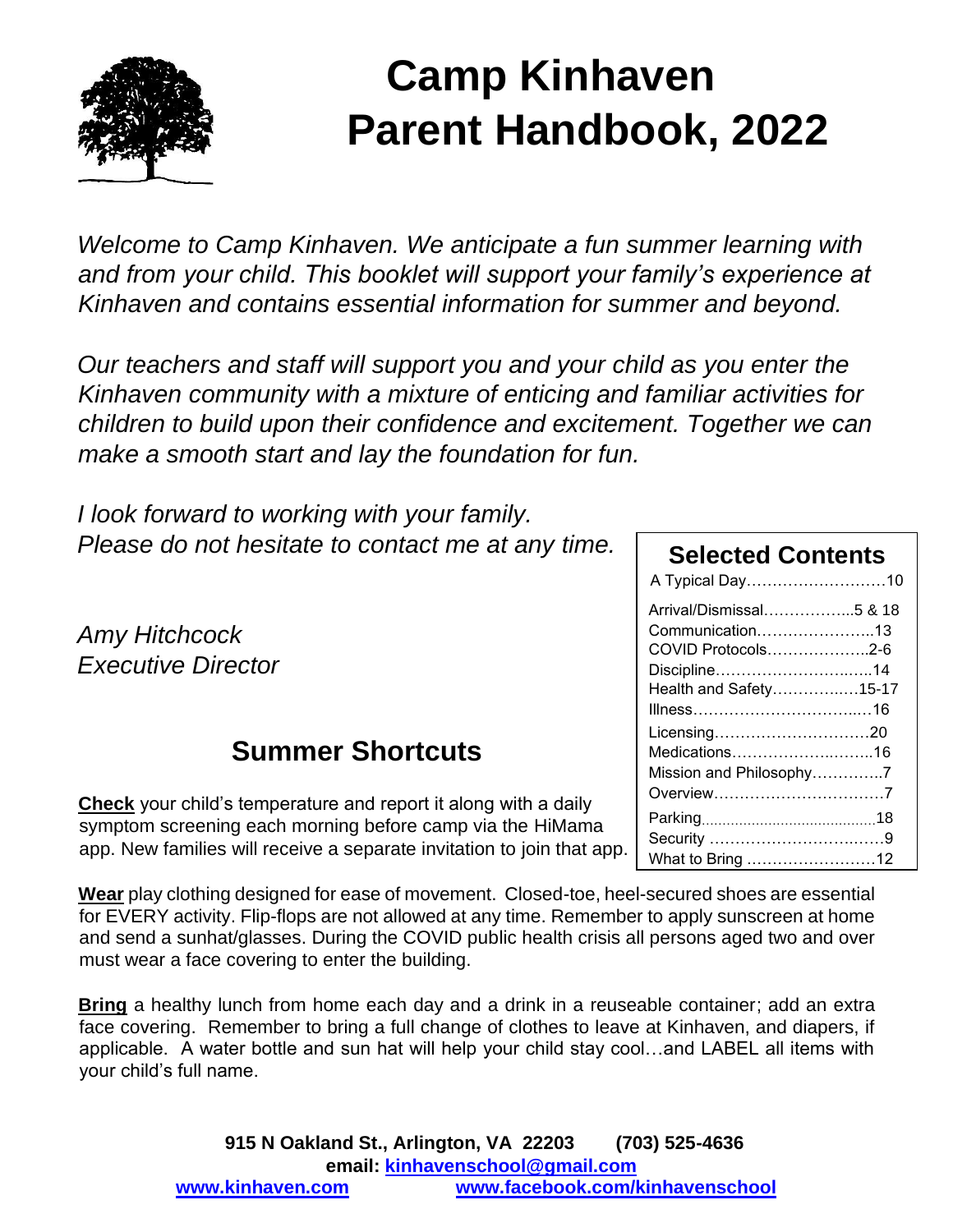# Camp Kinhaven Parent Handbook, 2022

*Welcome to Camp Kinhaven. We anticipate a fun summer learning with and from your child. This booklet will support your family's experience at Kinhaven and contains essential information for summer and beyond.*

*Our teachers and staff will support you and your child as you enter the Kinhaven community with a mixture of enticing and familiar activities for children to build upon their confidence and excitement. Together we can make a smooth start and lay the foundation for fun.*

*I look forward to working with your family.*
*Please do not hesitate to contact me at any time.*

*Amy Hitchcock*
*Executive Director*

## Selected Contents

| Section | Page |
|---|---|
| A Typical Day | 10 |
| Arrival/Dismissal | 5 & 18 |
| Communication | 13 |
| COVID Protocols | 2-6 |
| Discipline | 14 |
| Health and Safety | 15-17 |
| Illness | 16 |
| Licensing | 20 |
| Medications | 16 |
| Mission and Philosophy | 7 |
| Overview | 7 |
| Parking | 18 |
| Security | 9 |
| What to Bring | 12 |

## Summer Shortcuts

**Check** your child's temperature and report it along with a daily symptom screening each morning before camp via the HiMama app. New families will receive a separate invitation to join that app.

**Wear** play clothing designed for ease of movement. Closed-toe, heel-secured shoes are essential for EVERY activity. Flip-flops are not allowed at any time. Remember to apply sunscreen at home and send a sunhat/glasses. During the COVID public health crisis all persons aged two and over must wear a face covering to enter the building.

**Bring** a healthy lunch from home each day and a drink in a reuseable container; add an extra face covering. Remember to bring a full change of clothes to leave at Kinhaven, and diapers, if applicable. A water bottle and sun hat will help your child stay cool…and LABEL all items with your child's full name.

**915 N Oakland St., Arlington, VA 22203 (703) 525-4636**
**email: kinhavenschool@gmail.com**
**www.kinhaven.com www.facebook.com/kinhavenschool**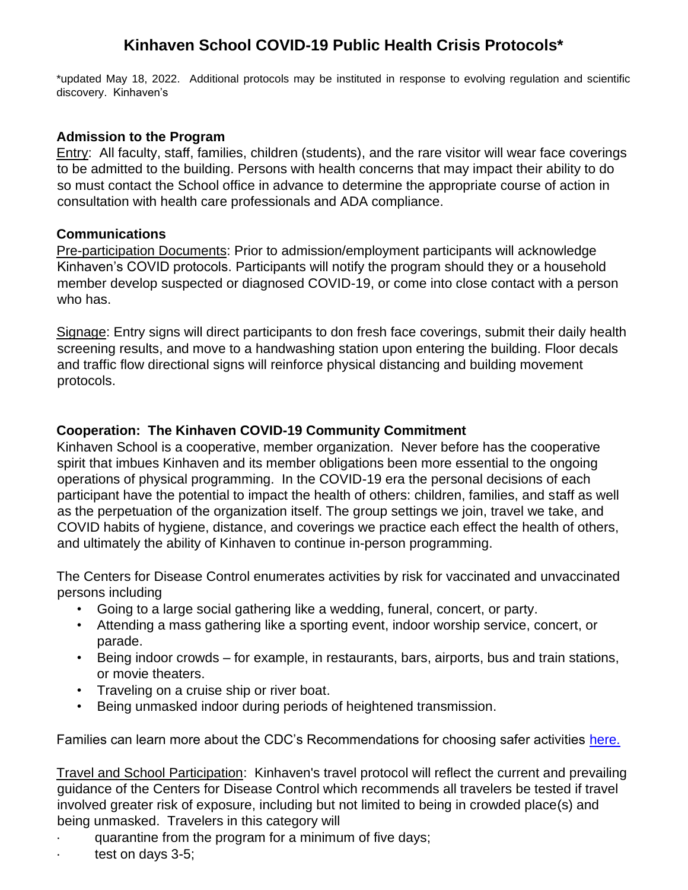# Kinhaven School COVID-19 Public Health Crisis Protocols*

*updated May 18, 2022. Additional protocols may be instituted in response to evolving regulation and scientific discovery. Kinhaven's

### Admission to the Program

Entry: All faculty, staff, families, children (students), and the rare visitor will wear face coverings to be admitted to the building. Persons with health concerns that may impact their ability to do so must contact the School office in advance to determine the appropriate course of action in consultation with health care professionals and ADA compliance.

### Communications

Pre-participation Documents: Prior to admission/employment participants will acknowledge Kinhaven's COVID protocols. Participants will notify the program should they or a household member develop suspected or diagnosed COVID-19, or come into close contact with a person who has.

Signage: Entry signs will direct participants to don fresh face coverings, submit their daily health screening results, and move to a handwashing station upon entering the building. Floor decals and traffic flow directional signs will reinforce physical distancing and building movement protocols.

### Cooperation: The Kinhaven COVID-19 Community Commitment

Kinhaven School is a cooperative, member organization. Never before has the cooperative spirit that imbues Kinhaven and its member obligations been more essential to the ongoing operations of physical programming. In the COVID-19 era the personal decisions of each participant have the potential to impact the health of others: children, families, and staff as well as the perpetuation of the organization itself. The group settings we join, travel we take, and COVID habits of hygiene, distance, and coverings we practice each effect the health of others, and ultimately the ability of Kinhaven to continue in-person programming.

The Centers for Disease Control enumerates activities by risk for vaccinated and unvaccinated persons including

- Going to a large social gathering like a wedding, funeral, concert, or party.
- Attending a mass gathering like a sporting event, indoor worship service, concert, or parade.
- Being indoor crowds – for example, in restaurants, bars, airports, bus and train stations, or movie theaters.
- Traveling on a cruise ship or river boat.
- Being unmasked indoor during periods of heightened transmission.

Families can learn more about the CDC's Recommendations for choosing safer activities here.

Travel and School Participation: Kinhaven's travel protocol will reflect the current and prevailing guidance of the Centers for Disease Control which recommends all travelers be tested if travel involved greater risk of exposure, including but not limited to being in crowded place(s) and being unmasked. Travelers in this category will

- quarantine from the program for a minimum of five days;
- test on days 3-5;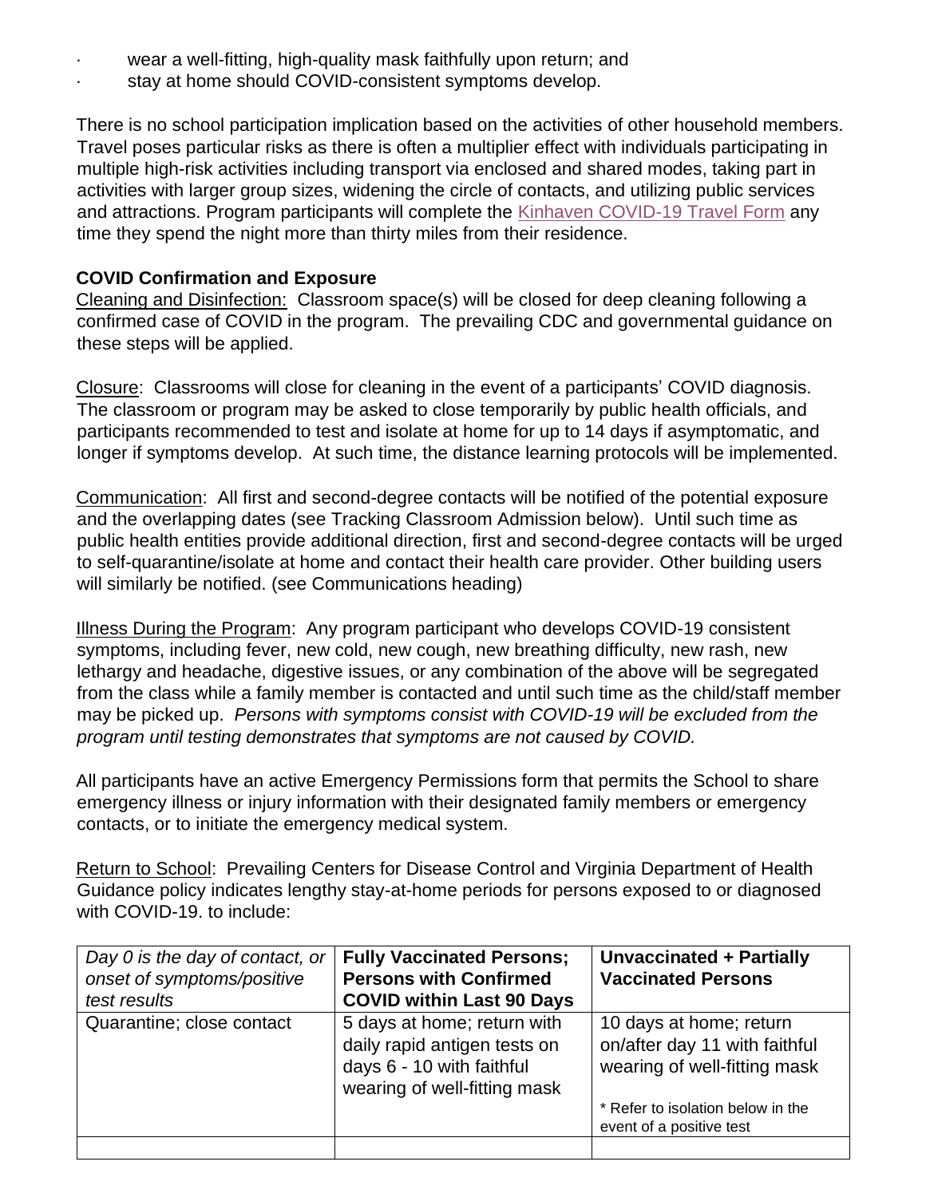- wear a well-fitting, high-quality mask faithfully upon return; and
- stay at home should COVID-consistent symptoms develop.

There is no school participation implication based on the activities of other household members. Travel poses particular risks as there is often a multiplier effect with individuals participating in multiple high-risk activities including transport via enclosed and shared modes, taking part in activities with larger group sizes, widening the circle of contacts, and utilizing public services and attractions. Program participants will complete the Kinhaven COVID-19 Travel Form any time they spend the night more than thirty miles from their residence.

**COVID Confirmation and Exposure**

Cleaning and Disinfection: Classroom space(s) will be closed for deep cleaning following a confirmed case of COVID in the program. The prevailing CDC and governmental guidance on these steps will be applied.

Closure: Classrooms will close for cleaning in the event of a participants' COVID diagnosis. The classroom or program may be asked to close temporarily by public health officials, and participants recommended to test and isolate at home for up to 14 days if asymptomatic, and longer if symptoms develop. At such time, the distance learning protocols will be implemented.

Communication: All first and second-degree contacts will be notified of the potential exposure and the overlapping dates (see Tracking Classroom Admission below). Until such time as public health entities provide additional direction, first and second-degree contacts will be urged to self-quarantine/isolate at home and contact their health care provider. Other building users will similarly be notified. (see Communications heading)

Illness During the Program: Any program participant who develops COVID-19 consistent symptoms, including fever, new cold, new cough, new breathing difficulty, new rash, new lethargy and headache, digestive issues, or any combination of the above will be segregated from the class while a family member is contacted and until such time as the child/staff member may be picked up. *Persons with symptoms consist with COVID-19 will be excluded from the program until testing demonstrates that symptoms are not caused by COVID.*

All participants have an active Emergency Permissions form that permits the School to share emergency illness or injury information with their designated family members or emergency contacts, or to initiate the emergency medical system.

Return to School: Prevailing Centers for Disease Control and Virginia Department of Health Guidance policy indicates lengthy stay-at-home periods for persons exposed to or diagnosed with COVID-19. to include:

| *Day 0 is the day of contact, or onset of symptoms/positive test results* | **Fully Vaccinated Persons; Persons with Confirmed COVID within Last 90 Days** | **Unvaccinated + Partially Vaccinated Persons** |
|---|---|---|
| Quarantine; close contact | 5 days at home; return with daily rapid antigen tests on days 6 - 10 with faithful wearing of well-fitting mask | 10 days at home; return on/after day 11 with faithful wearing of well-fitting mask<br><br>* Refer to isolation below in the event of a positive test |
| | | |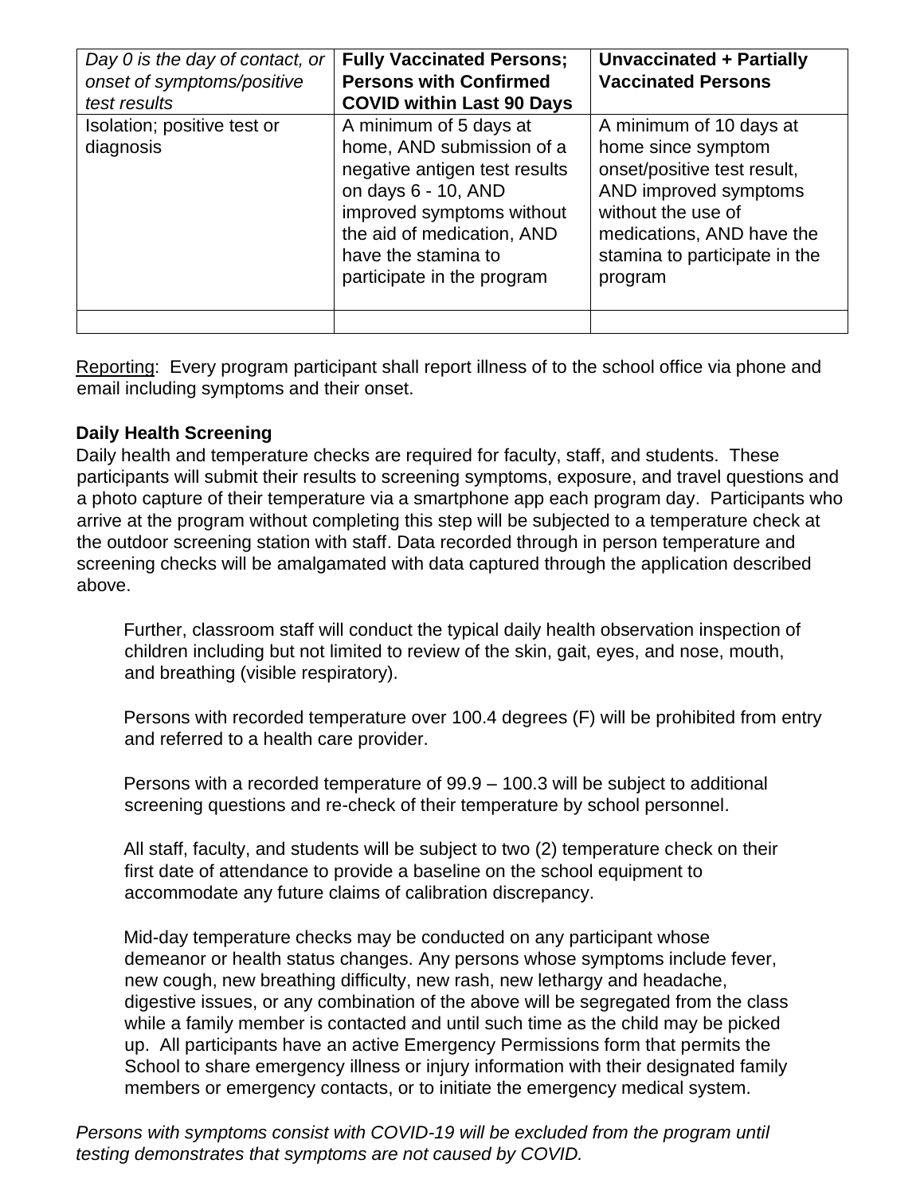| *Day 0 is the day of contact, or onset of symptoms/positive test results* | **Fully Vaccinated Persons; Persons with Confirmed COVID within Last 90 Days** | **Unvaccinated + Partially Vaccinated Persons** |
|---|---|---|
| Isolation; positive test or diagnosis | A minimum of 5 days at home, AND submission of a negative antigen test results on days 6 - 10, AND improved symptoms without the aid of medication, AND have the stamina to participate in the program | A minimum of 10 days at home since symptom onset/positive test result, AND improved symptoms without the use of medications, AND have the stamina to participate in the program |
| | | |

Reporting: Every program participant shall report illness of to the school office via phone and email including symptoms and their onset.

**Daily Health Screening**

Daily health and temperature checks are required for faculty, staff, and students. These participants will submit their results to screening symptoms, exposure, and travel questions and a photo capture of their temperature via a smartphone app each program day. Participants who arrive at the program without completing this step will be subjected to a temperature check at the outdoor screening station with staff. Data recorded through in person temperature and screening checks will be amalgamated with data captured through the application described above.

Further, classroom staff will conduct the typical daily health observation inspection of children including but not limited to review of the skin, gait, eyes, and nose, mouth, and breathing (visible respiratory).

Persons with recorded temperature over 100.4 degrees (F) will be prohibited from entry and referred to a health care provider.

Persons with a recorded temperature of 99.9 – 100.3 will be subject to additional screening questions and re-check of their temperature by school personnel.

All staff, faculty, and students will be subject to two (2) temperature check on their first date of attendance to provide a baseline on the school equipment to accommodate any future claims of calibration discrepancy.

Mid-day temperature checks may be conducted on any participant whose demeanor or health status changes. Any persons whose symptoms include fever, new cough, new breathing difficulty, new rash, new lethargy and headache, digestive issues, or any combination of the above will be segregated from the class while a family member is contacted and until such time as the child may be picked up. All participants have an active Emergency Permissions form that permits the School to share emergency illness or injury information with their designated family members or emergency contacts, or to initiate the emergency medical system.

*Persons with symptoms consist with COVID-19 will be excluded from the program until testing demonstrates that symptoms are not caused by COVID.*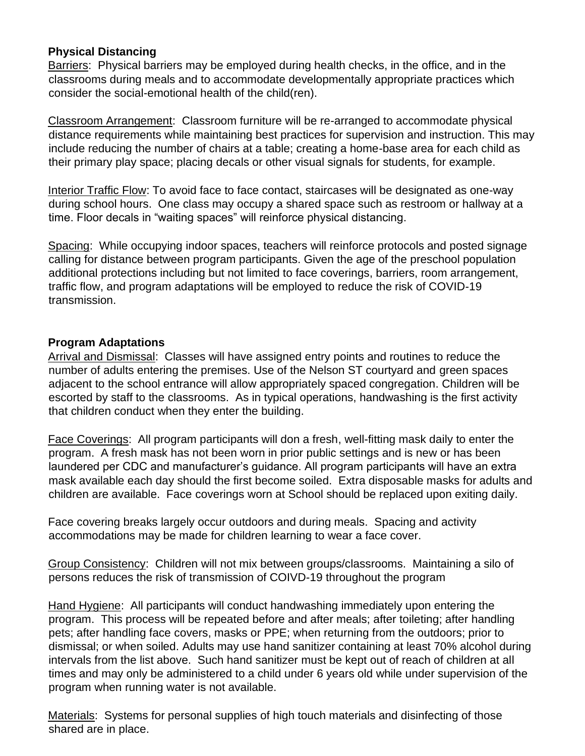## Physical Distancing

Barriers: Physical barriers may be employed during health checks, in the office, and in the classrooms during meals and to accommodate developmentally appropriate practices which consider the social-emotional health of the child(ren).

Classroom Arrangement: Classroom furniture will be re-arranged to accommodate physical distance requirements while maintaining best practices for supervision and instruction. This may include reducing the number of chairs at a table; creating a home-base area for each child as their primary play space; placing decals or other visual signals for students, for example.

Interior Traffic Flow: To avoid face to face contact, staircases will be designated as one-way during school hours. One class may occupy a shared space such as restroom or hallway at a time. Floor decals in "waiting spaces" will reinforce physical distancing.

Spacing: While occupying indoor spaces, teachers will reinforce protocols and posted signage calling for distance between program participants. Given the age of the preschool population additional protections including but not limited to face coverings, barriers, room arrangement, traffic flow, and program adaptations will be employed to reduce the risk of COVID-19 transmission.

## Program Adaptations

Arrival and Dismissal: Classes will have assigned entry points and routines to reduce the number of adults entering the premises. Use of the Nelson ST courtyard and green spaces adjacent to the school entrance will allow appropriately spaced congregation. Children will be escorted by staff to the classrooms. As in typical operations, handwashing is the first activity that children conduct when they enter the building.

Face Coverings: All program participants will don a fresh, well-fitting mask daily to enter the program. A fresh mask has not been worn in prior public settings and is new or has been laundered per CDC and manufacturer's guidance. All program participants will have an extra mask available each day should the first become soiled. Extra disposable masks for adults and children are available. Face coverings worn at School should be replaced upon exiting daily.

Face covering breaks largely occur outdoors and during meals. Spacing and activity accommodations may be made for children learning to wear a face cover.

Group Consistency: Children will not mix between groups/classrooms. Maintaining a silo of persons reduces the risk of transmission of COIVD-19 throughout the program

Hand Hygiene: All participants will conduct handwashing immediately upon entering the program. This process will be repeated before and after meals; after toileting; after handling pets; after handling face covers, masks or PPE; when returning from the outdoors; prior to dismissal; or when soiled. Adults may use hand sanitizer containing at least 70% alcohol during intervals from the list above. Such hand sanitizer must be kept out of reach of children at all times and may only be administered to a child under 6 years old while under supervision of the program when running water is not available.

Materials: Systems for personal supplies of high touch materials and disinfecting of those shared are in place.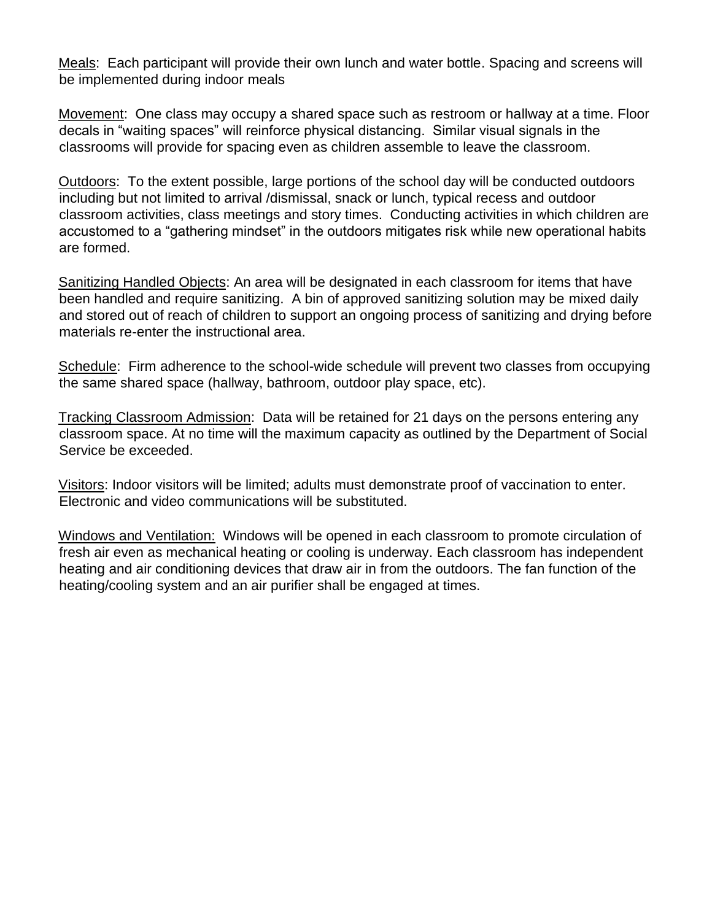<u>Meals</u>: Each participant will provide their own lunch and water bottle. Spacing and screens will be implemented during indoor meals

<u>Movement</u>: One class may occupy a shared space such as restroom or hallway at a time. Floor decals in "waiting spaces" will reinforce physical distancing. Similar visual signals in the classrooms will provide for spacing even as children assemble to leave the classroom.

<u>Outdoors</u>: To the extent possible, large portions of the school day will be conducted outdoors including but not limited to arrival /dismissal, snack or lunch, typical recess and outdoor classroom activities, class meetings and story times. Conducting activities in which children are accustomed to a "gathering mindset" in the outdoors mitigates risk while new operational habits are formed.

<u>Sanitizing Handled Objects</u>: An area will be designated in each classroom for items that have been handled and require sanitizing. A bin of approved sanitizing solution may be mixed daily and stored out of reach of children to support an ongoing process of sanitizing and drying before materials re-enter the instructional area.

<u>Schedule</u>: Firm adherence to the school-wide schedule will prevent two classes from occupying the same shared space (hallway, bathroom, outdoor play space, etc).

<u>Tracking Classroom Admission</u>: Data will be retained for 21 days on the persons entering any classroom space. At no time will the maximum capacity as outlined by the Department of Social Service be exceeded.

<u>Visitors</u>: Indoor visitors will be limited; adults must demonstrate proof of vaccination to enter. Electronic and video communications will be substituted.

<u>Windows and Ventilation:</u> Windows will be opened in each classroom to promote circulation of fresh air even as mechanical heating or cooling is underway. Each classroom has independent heating and air conditioning devices that draw air in from the outdoors. The fan function of the heating/cooling system and an air purifier shall be engaged at times.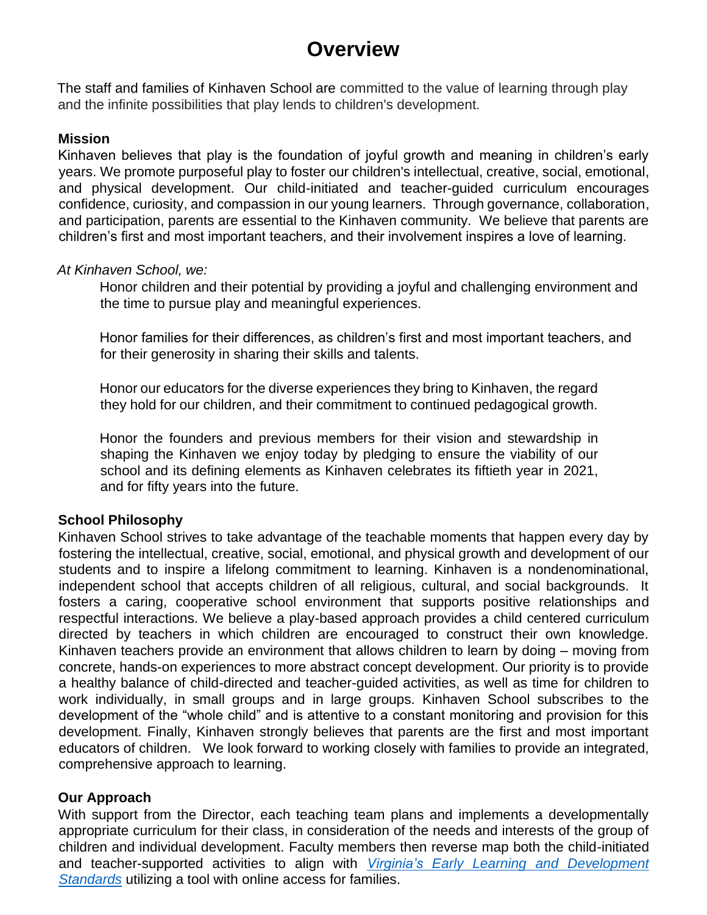# Overview

The staff and families of Kinhaven School are committed to the value of learning through play and the infinite possibilities that play lends to children's development.

**Mission**

Kinhaven believes that play is the foundation of joyful growth and meaning in children's early years. We promote purposeful play to foster our children's intellectual, creative, social, emotional, and physical development. Our child-initiated and teacher-guided curriculum encourages confidence, curiosity, and compassion in our young learners. Through governance, collaboration, and participation, parents are essential to the Kinhaven community. We believe that parents are children's first and most important teachers, and their involvement inspires a love of learning.

*At Kinhaven School, we:*

Honor children and their potential by providing a joyful and challenging environment and the time to pursue play and meaningful experiences.

Honor families for their differences, as children's first and most important teachers, and for their generosity in sharing their skills and talents.

Honor our educators for the diverse experiences they bring to Kinhaven, the regard they hold for our children, and their commitment to continued pedagogical growth.

Honor the founders and previous members for their vision and stewardship in shaping the Kinhaven we enjoy today by pledging to ensure the viability of our school and its defining elements as Kinhaven celebrates its fiftieth year in 2021, and for fifty years into the future.

**School Philosophy**

Kinhaven School strives to take advantage of the teachable moments that happen every day by fostering the intellectual, creative, social, emotional, and physical growth and development of our students and to inspire a lifelong commitment to learning. Kinhaven is a nondenominational, independent school that accepts children of all religious, cultural, and social backgrounds. It fosters a caring, cooperative school environment that supports positive relationships and respectful interactions. We believe a play-based approach provides a child centered curriculum directed by teachers in which children are encouraged to construct their own knowledge. Kinhaven teachers provide an environment that allows children to learn by doing – moving from concrete, hands-on experiences to more abstract concept development. Our priority is to provide a healthy balance of child-directed and teacher-guided activities, as well as time for children to work individually, in small groups and in large groups. Kinhaven School subscribes to the development of the "whole child" and is attentive to a constant monitoring and provision for this development. Finally, Kinhaven strongly believes that parents are the first and most important educators of children. We look forward to working closely with families to provide an integrated, comprehensive approach to learning.

**Our Approach**

With support from the Director, each teaching team plans and implements a developmentally appropriate curriculum for their class, in consideration of the needs and interests of the group of children and individual development. Faculty members then reverse map both the child-initiated and teacher-supported activities to align with *Virginia's Early Learning and Development Standards* utilizing a tool with online access for families.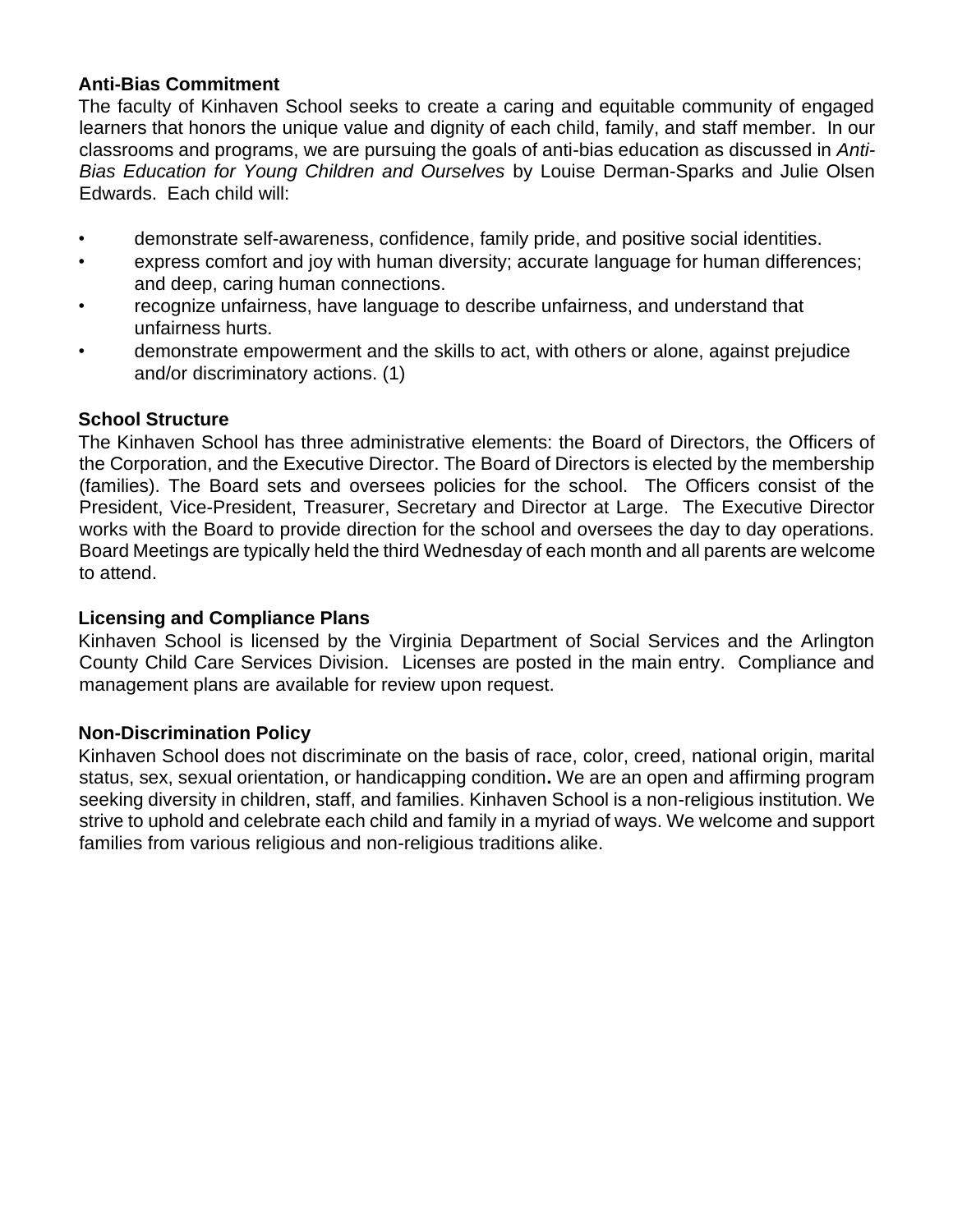## Anti-Bias Commitment

The faculty of Kinhaven School seeks to create a caring and equitable community of engaged learners that honors the unique value and dignity of each child, family, and staff member. In our classrooms and programs, we are pursuing the goals of anti-bias education as discussed in *Anti-Bias Education for Young Children and Ourselves* by Louise Derman-Sparks and Julie Olsen Edwards. Each child will:

- demonstrate self-awareness, confidence, family pride, and positive social identities.
- express comfort and joy with human diversity; accurate language for human differences; and deep, caring human connections.
- recognize unfairness, have language to describe unfairness, and understand that unfairness hurts.
- demonstrate empowerment and the skills to act, with others or alone, against prejudice and/or discriminatory actions. (1)

## School Structure

The Kinhaven School has three administrative elements: the Board of Directors, the Officers of the Corporation, and the Executive Director. The Board of Directors is elected by the membership (families). The Board sets and oversees policies for the school. The Officers consist of the President, Vice-President, Treasurer, Secretary and Director at Large. The Executive Director works with the Board to provide direction for the school and oversees the day to day operations. Board Meetings are typically held the third Wednesday of each month and all parents are welcome to attend.

## Licensing and Compliance Plans

Kinhaven School is licensed by the Virginia Department of Social Services and the Arlington County Child Care Services Division. Licenses are posted in the main entry. Compliance and management plans are available for review upon request.

## Non-Discrimination Policy

Kinhaven School does not discriminate on the basis of race, color, creed, national origin, marital status, sex, sexual orientation, or handicapping condition**.** We are an open and affirming program seeking diversity in children, staff, and families. Kinhaven School is a non-religious institution. We strive to uphold and celebrate each child and family in a myriad of ways. We welcome and support families from various religious and non-religious traditions alike.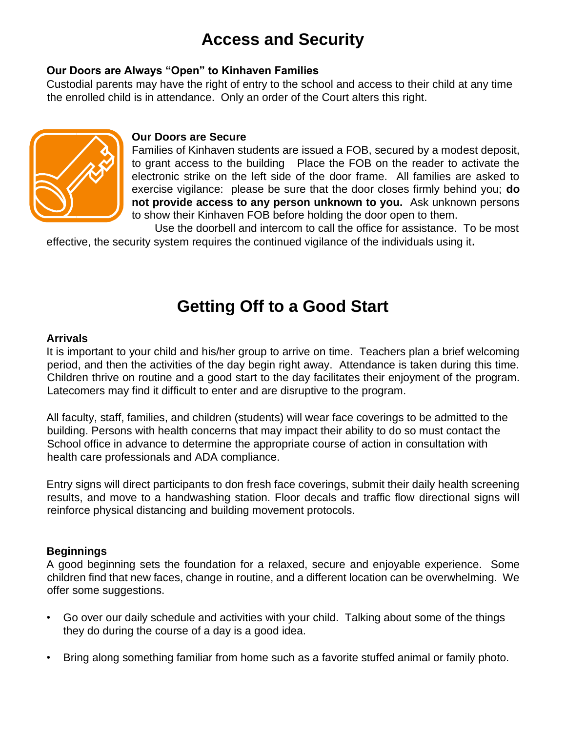# Access and Security

**Our Doors are Always "Open" to Kinhaven Families**
Custodial parents may have the right of entry to the school and access to their child at any time the enrolled child is in attendance. Only an order of the Court alters this right.

**Our Doors are Secure**
Families of Kinhaven students are issued a FOB, secured by a modest deposit, to grant access to the building Place the FOB on the reader to activate the electronic strike on the left side of the door frame. All families are asked to exercise vigilance: please be sure that the door closes firmly behind you; **do not provide access to any person unknown to you.** Ask unknown persons to show their Kinhaven FOB before holding the door open to them.

Use the doorbell and intercom to call the office for assistance. To be most effective, the security system requires the continued vigilance of the individuals using it**.**

# Getting Off to a Good Start

**Arrivals**
It is important to your child and his/her group to arrive on time. Teachers plan a brief welcoming period, and then the activities of the day begin right away. Attendance is taken during this time. Children thrive on routine and a good start to the day facilitates their enjoyment of the program. Latecomers may find it difficult to enter and are disruptive to the program.

All faculty, staff, families, and children (students) will wear face coverings to be admitted to the building. Persons with health concerns that may impact their ability to do so must contact the School office in advance to determine the appropriate course of action in consultation with health care professionals and ADA compliance.

Entry signs will direct participants to don fresh face coverings, submit their daily health screening results, and move to a handwashing station. Floor decals and traffic flow directional signs will reinforce physical distancing and building movement protocols.

**Beginnings**
A good beginning sets the foundation for a relaxed, secure and enjoyable experience. Some children find that new faces, change in routine, and a different location can be overwhelming. We offer some suggestions.

- Go over our daily schedule and activities with your child. Talking about some of the things they do during the course of a day is a good idea.
- Bring along something familiar from home such as a favorite stuffed animal or family photo.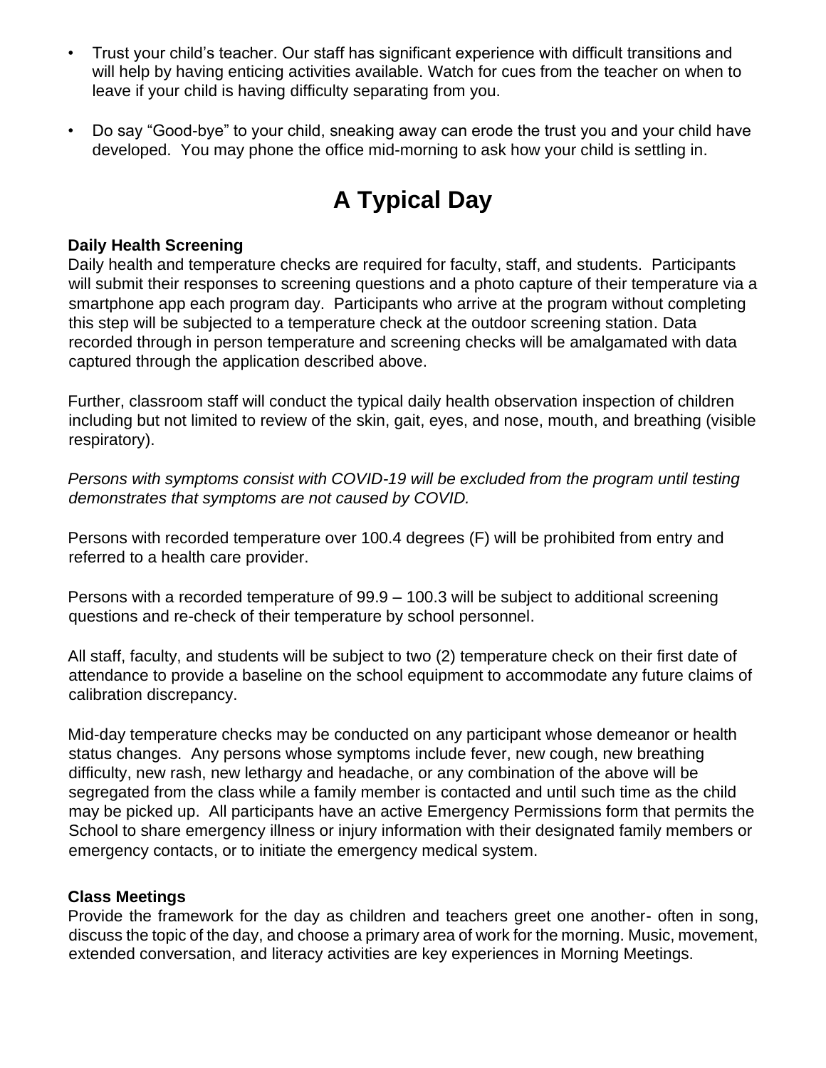- Trust your child's teacher. Our staff has significant experience with difficult transitions and will help by having enticing activities available. Watch for cues from the teacher on when to leave if your child is having difficulty separating from you.

- Do say "Good-bye" to your child, sneaking away can erode the trust you and your child have developed. You may phone the office mid-morning to ask how your child is settling in.

# A Typical Day

**Daily Health Screening**

Daily health and temperature checks are required for faculty, staff, and students. Participants will submit their responses to screening questions and a photo capture of their temperature via a smartphone app each program day. Participants who arrive at the program without completing this step will be subjected to a temperature check at the outdoor screening station. Data recorded through in person temperature and screening checks will be amalgamated with data captured through the application described above.

Further, classroom staff will conduct the typical daily health observation inspection of children including but not limited to review of the skin, gait, eyes, and nose, mouth, and breathing (visible respiratory).

*Persons with symptoms consist with COVID-19 will be excluded from the program until testing demonstrates that symptoms are not caused by COVID.*

Persons with recorded temperature over 100.4 degrees (F) will be prohibited from entry and referred to a health care provider.

Persons with a recorded temperature of 99.9 – 100.3 will be subject to additional screening questions and re-check of their temperature by school personnel.

All staff, faculty, and students will be subject to two (2) temperature check on their first date of attendance to provide a baseline on the school equipment to accommodate any future claims of calibration discrepancy.

Mid-day temperature checks may be conducted on any participant whose demeanor or health status changes. Any persons whose symptoms include fever, new cough, new breathing difficulty, new rash, new lethargy and headache, or any combination of the above will be segregated from the class while a family member is contacted and until such time as the child may be picked up. All participants have an active Emergency Permissions form that permits the School to share emergency illness or injury information with their designated family members or emergency contacts, or to initiate the emergency medical system.

**Class Meetings**

Provide the framework for the day as children and teachers greet one another- often in song, discuss the topic of the day, and choose a primary area of work for the morning. Music, movement, extended conversation, and literacy activities are key experiences in Morning Meetings.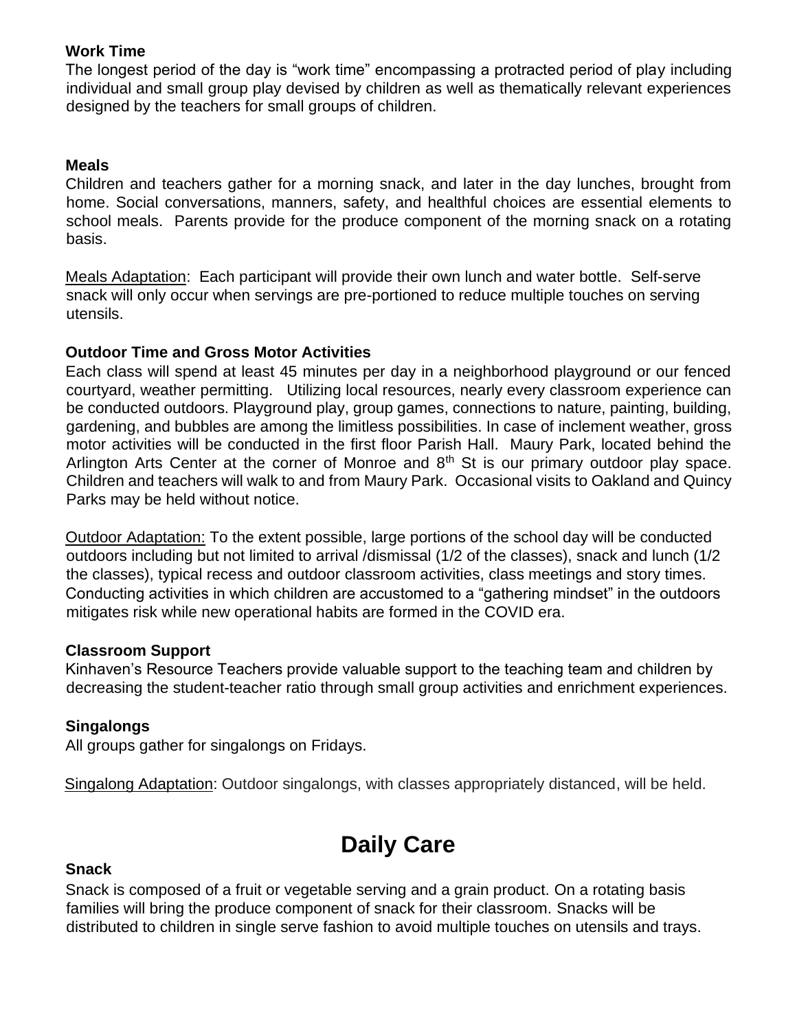### Work Time

The longest period of the day is "work time" encompassing a protracted period of play including individual and small group play devised by children as well as thematically relevant experiences designed by the teachers for small groups of children.

### Meals

Children and teachers gather for a morning snack, and later in the day lunches, brought from home. Social conversations, manners, safety, and healthful choices are essential elements to school meals. Parents provide for the produce component of the morning snack on a rotating basis.

Meals Adaptation: Each participant will provide their own lunch and water bottle. Self-serve snack will only occur when servings are pre-portioned to reduce multiple touches on serving utensils.

### Outdoor Time and Gross Motor Activities

Each class will spend at least 45 minutes per day in a neighborhood playground or our fenced courtyard, weather permitting. Utilizing local resources, nearly every classroom experience can be conducted outdoors. Playground play, group games, connections to nature, painting, building, gardening, and bubbles are among the limitless possibilities. In case of inclement weather, gross motor activities will be conducted in the first floor Parish Hall. Maury Park, located behind the Arlington Arts Center at the corner of Monroe and 8th St is our primary outdoor play space. Children and teachers will walk to and from Maury Park. Occasional visits to Oakland and Quincy Parks may be held without notice.

Outdoor Adaptation: To the extent possible, large portions of the school day will be conducted outdoors including but not limited to arrival /dismissal (1/2 of the classes), snack and lunch (1/2 the classes), typical recess and outdoor classroom activities, class meetings and story times. Conducting activities in which children are accustomed to a "gathering mindset" in the outdoors mitigates risk while new operational habits are formed in the COVID era.

### Classroom Support

Kinhaven's Resource Teachers provide valuable support to the teaching team and children by decreasing the student-teacher ratio through small group activities and enrichment experiences.

### Singalongs

All groups gather for singalongs on Fridays.

Singalong Adaptation: Outdoor singalongs, with classes appropriately distanced, will be held.

## Daily Care

### Snack

Snack is composed of a fruit or vegetable serving and a grain product. On a rotating basis families will bring the produce component of snack for their classroom. Snacks will be distributed to children in single serve fashion to avoid multiple touches on utensils and trays.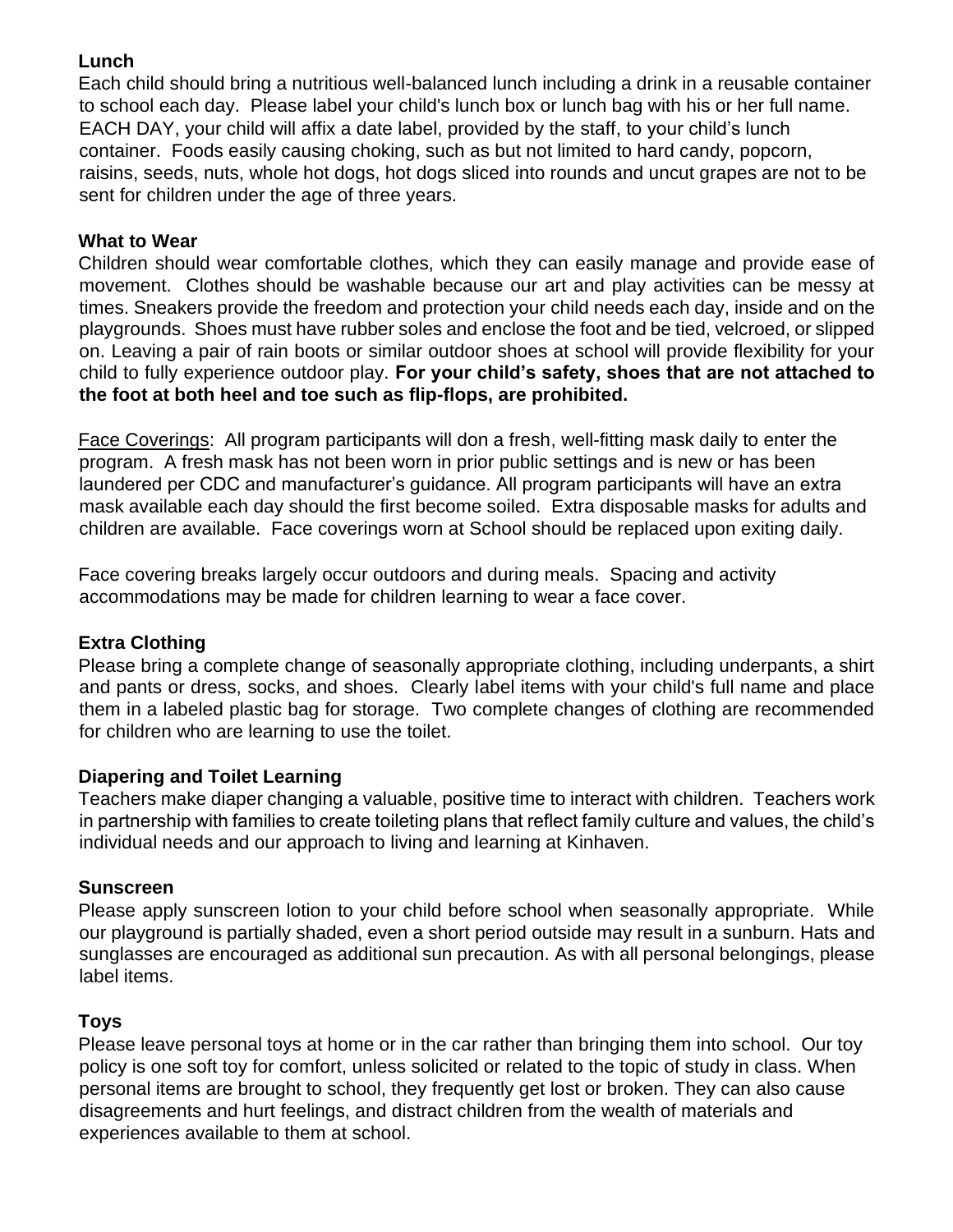## Lunch

Each child should bring a nutritious well-balanced lunch including a drink in a reusable container to school each day. Please label your child's lunch box or lunch bag with his or her full name. EACH DAY, your child will affix a date label, provided by the staff, to your child's lunch container. Foods easily causing choking, such as but not limited to hard candy, popcorn, raisins, seeds, nuts, whole hot dogs, hot dogs sliced into rounds and uncut grapes are not to be sent for children under the age of three years.

## What to Wear

Children should wear comfortable clothes, which they can easily manage and provide ease of movement. Clothes should be washable because our art and play activities can be messy at times. Sneakers provide the freedom and protection your child needs each day, inside and on the playgrounds. Shoes must have rubber soles and enclose the foot and be tied, velcroed, or slipped on. Leaving a pair of rain boots or similar outdoor shoes at school will provide flexibility for your child to fully experience outdoor play. **For your child's safety, shoes that are not attached to the foot at both heel and toe such as flip-flops, are prohibited.**

Face Coverings: All program participants will don a fresh, well-fitting mask daily to enter the program. A fresh mask has not been worn in prior public settings and is new or has been laundered per CDC and manufacturer's guidance. All program participants will have an extra mask available each day should the first become soiled. Extra disposable masks for adults and children are available. Face coverings worn at School should be replaced upon exiting daily.

Face covering breaks largely occur outdoors and during meals. Spacing and activity accommodations may be made for children learning to wear a face cover.

## Extra Clothing

Please bring a complete change of seasonally appropriate clothing, including underpants, a shirt and pants or dress, socks, and shoes. Clearly label items with your child's full name and place them in a labeled plastic bag for storage. Two complete changes of clothing are recommended for children who are learning to use the toilet.

## Diapering and Toilet Learning

Teachers make diaper changing a valuable, positive time to interact with children. Teachers work in partnership with families to create toileting plans that reflect family culture and values, the child's individual needs and our approach to living and learning at Kinhaven.

## Sunscreen

Please apply sunscreen lotion to your child before school when seasonally appropriate. While our playground is partially shaded, even a short period outside may result in a sunburn. Hats and sunglasses are encouraged as additional sun precaution. As with all personal belongings, please label items.

## Toys

Please leave personal toys at home or in the car rather than bringing them into school. Our toy policy is one soft toy for comfort, unless solicited or related to the topic of study in class. When personal items are brought to school, they frequently get lost or broken. They can also cause disagreements and hurt feelings, and distract children from the wealth of materials and experiences available to them at school.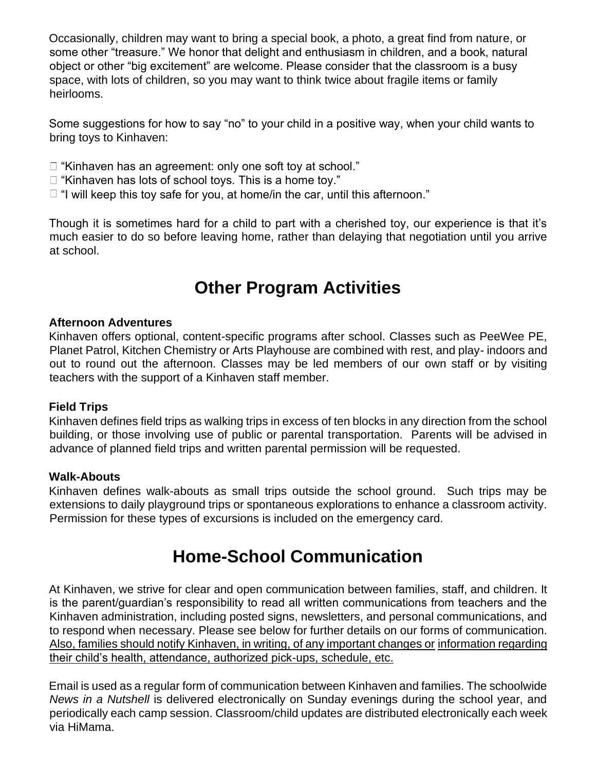Occasionally, children may want to bring a special book, a photo, a great find from nature, or some other "treasure." We honor that delight and enthusiasm in children, and a book, natural object or other "big excitement" are welcome. Please consider that the classroom is a busy space, with lots of children, so you may want to think twice about fragile items or family heirlooms.

Some suggestions for how to say "no" to your child in a positive way, when your child wants to bring toys to Kinhaven:

- "Kinhaven has an agreement: only one soft toy at school."
- "Kinhaven has lots of school toys. This is a home toy."
- "I will keep this toy safe for you, at home/in the car, until this afternoon."

Though it is sometimes hard for a child to part with a cherished toy, our experience is that it's much easier to do so before leaving home, rather than delaying that negotiation until you arrive at school.

# Other Program Activities

**Afternoon Adventures**

Kinhaven offers optional, content-specific programs after school. Classes such as PeeWee PE, Planet Patrol, Kitchen Chemistry or Arts Playhouse are combined with rest, and play- indoors and out to round out the afternoon. Classes may be led members of our own staff or by visiting teachers with the support of a Kinhaven staff member.

**Field Trips**

Kinhaven defines field trips as walking trips in excess of ten blocks in any direction from the school building, or those involving use of public or parental transportation. Parents will be advised in advance of planned field trips and written parental permission will be requested.

**Walk-Abouts**

Kinhaven defines walk-abouts as small trips outside the school ground. Such trips may be extensions to daily playground trips or spontaneous explorations to enhance a classroom activity. Permission for these types of excursions is included on the emergency card.

# Home-School Communication

At Kinhaven, we strive for clear and open communication between families, staff, and children. It is the parent/guardian's responsibility to read all written communications from teachers and the Kinhaven administration, including posted signs, newsletters, and personal communications, and to respond when necessary. Please see below for further details on our forms of communication. <u>Also, families should notify Kinhaven, in writing, of any important changes or information regarding their child's health, attendance, authorized pick-ups, schedule, etc.</u>

Email is used as a regular form of communication between Kinhaven and families. The schoolwide *News in a Nutshell* is delivered electronically on Sunday evenings during the school year, and periodically each camp session. Classroom/child updates are distributed electronically each week via HiMama.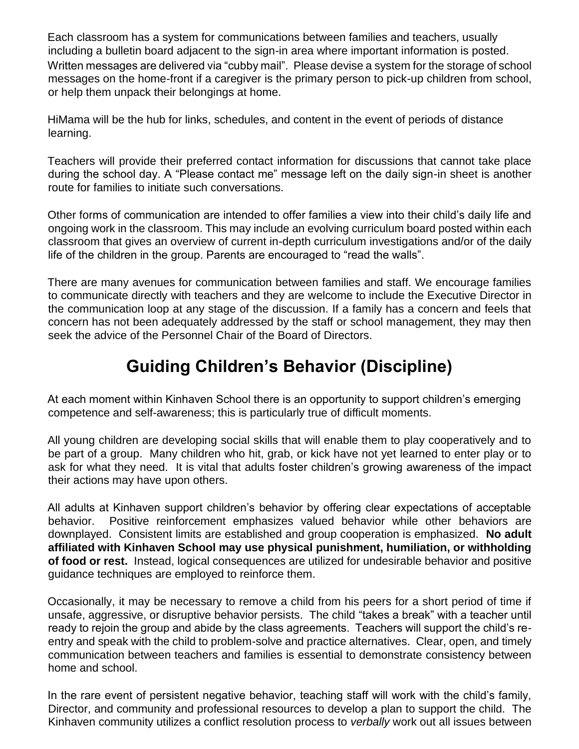Each classroom has a system for communications between families and teachers, usually including a bulletin board adjacent to the sign-in area where important information is posted. Written messages are delivered via "cubby mail". Please devise a system for the storage of school messages on the home-front if a caregiver is the primary person to pick-up children from school, or help them unpack their belongings at home.

HiMama will be the hub for links, schedules, and content in the event of periods of distance learning.

Teachers will provide their preferred contact information for discussions that cannot take place during the school day. A "Please contact me" message left on the daily sign-in sheet is another route for families to initiate such conversations.

Other forms of communication are intended to offer families a view into their child's daily life and ongoing work in the classroom. This may include an evolving curriculum board posted within each classroom that gives an overview of current in-depth curriculum investigations and/or of the daily life of the children in the group. Parents are encouraged to "read the walls".

There are many avenues for communication between families and staff. We encourage families to communicate directly with teachers and they are welcome to include the Executive Director in the communication loop at any stage of the discussion. If a family has a concern and feels that concern has not been adequately addressed by the staff or school management, they may then seek the advice of the Personnel Chair of the Board of Directors.

# Guiding Children's Behavior (Discipline)

At each moment within Kinhaven School there is an opportunity to support children's emerging competence and self-awareness; this is particularly true of difficult moments.

All young children are developing social skills that will enable them to play cooperatively and to be part of a group. Many children who hit, grab, or kick have not yet learned to enter play or to ask for what they need. It is vital that adults foster children's growing awareness of the impact their actions may have upon others.

All adults at Kinhaven support children's behavior by offering clear expectations of acceptable behavior. Positive reinforcement emphasizes valued behavior while other behaviors are downplayed. Consistent limits are established and group cooperation is emphasized. **No adult affiliated with Kinhaven School may use physical punishment, humiliation, or withholding of food or rest.** Instead, logical consequences are utilized for undesirable behavior and positive guidance techniques are employed to reinforce them.

Occasionally, it may be necessary to remove a child from his peers for a short period of time if unsafe, aggressive, or disruptive behavior persists. The child "takes a break" with a teacher until ready to rejoin the group and abide by the class agreements. Teachers will support the child's re-entry and speak with the child to problem-solve and practice alternatives. Clear, open, and timely communication between teachers and families is essential to demonstrate consistency between home and school.

In the rare event of persistent negative behavior, teaching staff will work with the child's family, Director, and community and professional resources to develop a plan to support the child. The Kinhaven community utilizes a conflict resolution process to *verbally* work out all issues between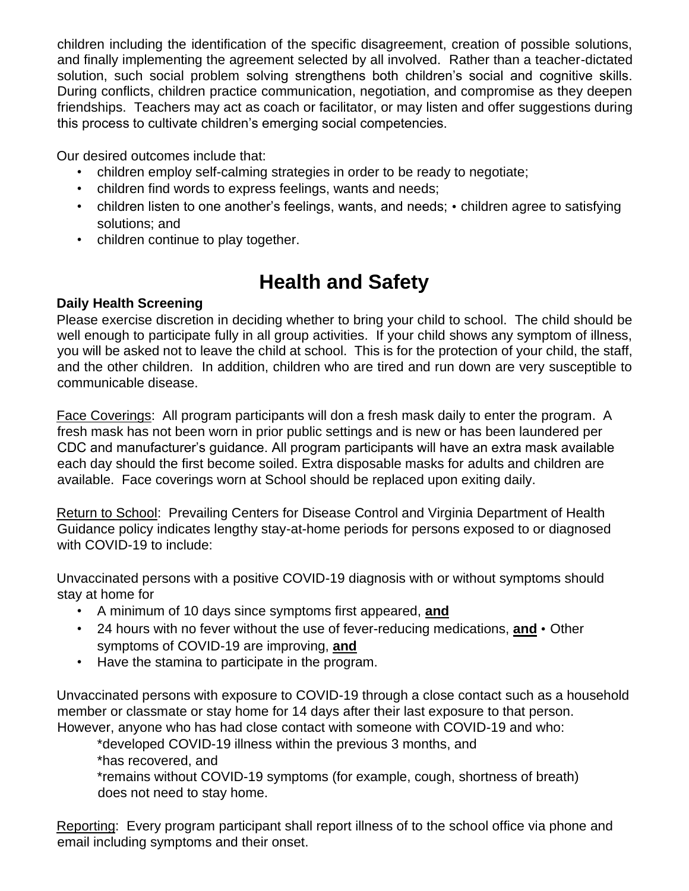children including the identification of the specific disagreement, creation of possible solutions, and finally implementing the agreement selected by all involved. Rather than a teacher-dictated solution, such social problem solving strengthens both children's social and cognitive skills. During conflicts, children practice communication, negotiation, and compromise as they deepen friendships. Teachers may act as coach or facilitator, or may listen and offer suggestions during this process to cultivate children's emerging social competencies.

Our desired outcomes include that:

- children employ self-calming strategies in order to be ready to negotiate;
- children find words to express feelings, wants and needs;
- children listen to one another's feelings, wants, and needs; • children agree to satisfying solutions; and
- children continue to play together.

# Health and Safety

**Daily Health Screening**

Please exercise discretion in deciding whether to bring your child to school. The child should be well enough to participate fully in all group activities. If your child shows any symptom of illness, you will be asked not to leave the child at school. This is for the protection of your child, the staff, and the other children. In addition, children who are tired and run down are very susceptible to communicable disease.

<u>Face Coverings</u>: All program participants will don a fresh mask daily to enter the program. A fresh mask has not been worn in prior public settings and is new or has been laundered per CDC and manufacturer's guidance. All program participants will have an extra mask available each day should the first become soiled. Extra disposable masks for adults and children are available. Face coverings worn at School should be replaced upon exiting daily.

<u>Return to School</u>: Prevailing Centers for Disease Control and Virginia Department of Health Guidance policy indicates lengthy stay-at-home periods for persons exposed to or diagnosed with COVID-19 to include:

Unvaccinated persons with a positive COVID-19 diagnosis with or without symptoms should stay at home for

- A minimum of 10 days since symptoms first appeared, **<u>and</u>**
- 24 hours with no fever without the use of fever-reducing medications, **<u>and</u>** • Other symptoms of COVID-19 are improving, **<u>and</u>**
- Have the stamina to participate in the program.

Unvaccinated persons with exposure to COVID-19 through a close contact such as a household member or classmate or stay home for 14 days after their last exposure to that person. However, anyone who has had close contact with someone with COVID-19 and who:

*developed COVID-19 illness within the previous 3 months, and
*has recovered, and
*remains without COVID-19 symptoms (for example, cough, shortness of breath) does not need to stay home.

<u>Reporting</u>: Every program participant shall report illness of to the school office via phone and email including symptoms and their onset.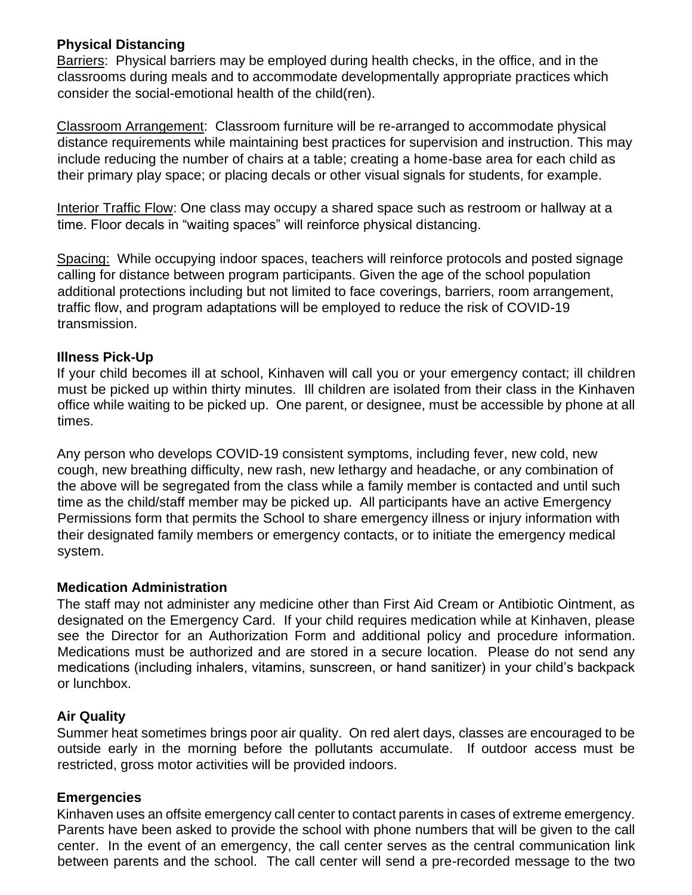## Physical Distancing

Barriers: Physical barriers may be employed during health checks, in the office, and in the classrooms during meals and to accommodate developmentally appropriate practices which consider the social-emotional health of the child(ren).

Classroom Arrangement: Classroom furniture will be re-arranged to accommodate physical distance requirements while maintaining best practices for supervision and instruction. This may include reducing the number of chairs at a table; creating a home-base area for each child as their primary play space; or placing decals or other visual signals for students, for example.

Interior Traffic Flow: One class may occupy a shared space such as restroom or hallway at a time. Floor decals in "waiting spaces" will reinforce physical distancing.

Spacing: While occupying indoor spaces, teachers will reinforce protocols and posted signage calling for distance between program participants. Given the age of the school population additional protections including but not limited to face coverings, barriers, room arrangement, traffic flow, and program adaptations will be employed to reduce the risk of COVID-19 transmission.

## Illness Pick-Up

If your child becomes ill at school, Kinhaven will call you or your emergency contact; ill children must be picked up within thirty minutes. Ill children are isolated from their class in the Kinhaven office while waiting to be picked up. One parent, or designee, must be accessible by phone at all times.

Any person who develops COVID-19 consistent symptoms, including fever, new cold, new cough, new breathing difficulty, new rash, new lethargy and headache, or any combination of the above will be segregated from the class while a family member is contacted and until such time as the child/staff member may be picked up. All participants have an active Emergency Permissions form that permits the School to share emergency illness or injury information with their designated family members or emergency contacts, or to initiate the emergency medical system.

## Medication Administration

The staff may not administer any medicine other than First Aid Cream or Antibiotic Ointment, as designated on the Emergency Card. If your child requires medication while at Kinhaven, please see the Director for an Authorization Form and additional policy and procedure information. Medications must be authorized and are stored in a secure location. Please do not send any medications (including inhalers, vitamins, sunscreen, or hand sanitizer) in your child's backpack or lunchbox.

## Air Quality

Summer heat sometimes brings poor air quality. On red alert days, classes are encouraged to be outside early in the morning before the pollutants accumulate. If outdoor access must be restricted, gross motor activities will be provided indoors.

## Emergencies

Kinhaven uses an offsite emergency call center to contact parents in cases of extreme emergency. Parents have been asked to provide the school with phone numbers that will be given to the call center. In the event of an emergency, the call center serves as the central communication link between parents and the school. The call center will send a pre-recorded message to the two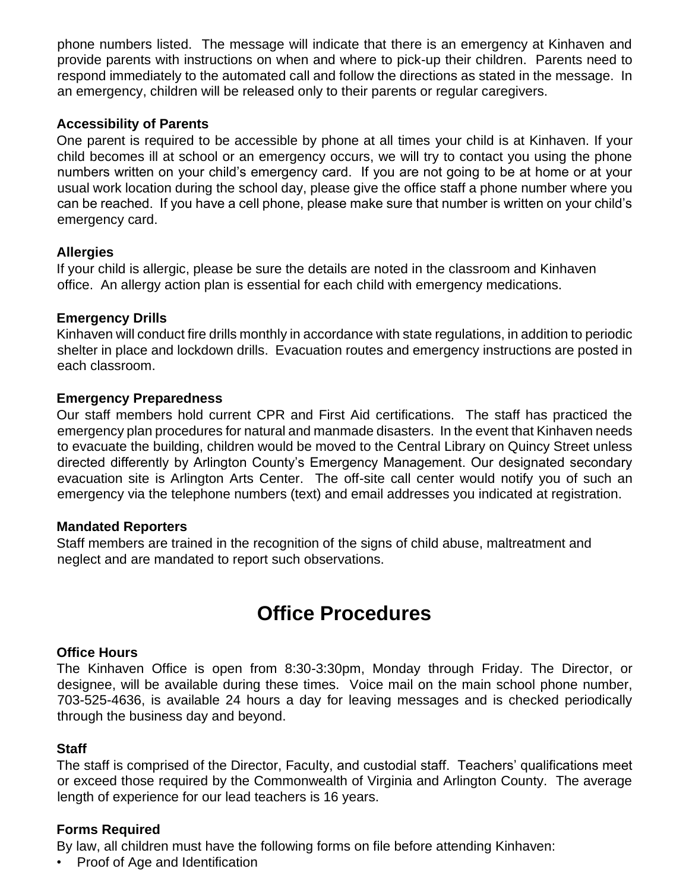phone numbers listed. The message will indicate that there is an emergency at Kinhaven and provide parents with instructions on when and where to pick-up their children. Parents need to respond immediately to the automated call and follow the directions as stated in the message. In an emergency, children will be released only to their parents or regular caregivers.

**Accessibility of Parents**

One parent is required to be accessible by phone at all times your child is at Kinhaven. If your child becomes ill at school or an emergency occurs, we will try to contact you using the phone numbers written on your child's emergency card. If you are not going to be at home or at your usual work location during the school day, please give the office staff a phone number where you can be reached. If you have a cell phone, please make sure that number is written on your child's emergency card.

**Allergies**

If your child is allergic, please be sure the details are noted in the classroom and Kinhaven office. An allergy action plan is essential for each child with emergency medications.

**Emergency Drills**

Kinhaven will conduct fire drills monthly in accordance with state regulations, in addition to periodic shelter in place and lockdown drills. Evacuation routes and emergency instructions are posted in each classroom.

**Emergency Preparedness**

Our staff members hold current CPR and First Aid certifications. The staff has practiced the emergency plan procedures for natural and manmade disasters. In the event that Kinhaven needs to evacuate the building, children would be moved to the Central Library on Quincy Street unless directed differently by Arlington County's Emergency Management. Our designated secondary evacuation site is Arlington Arts Center. The off-site call center would notify you of such an emergency via the telephone numbers (text) and email addresses you indicated at registration.

**Mandated Reporters**

Staff members are trained in the recognition of the signs of child abuse, maltreatment and neglect and are mandated to report such observations.

# Office Procedures

**Office Hours**

The Kinhaven Office is open from 8:30-3:30pm, Monday through Friday. The Director, or designee, will be available during these times. Voice mail on the main school phone number, 703-525-4636, is available 24 hours a day for leaving messages and is checked periodically through the business day and beyond.

**Staff**

The staff is comprised of the Director, Faculty, and custodial staff. Teachers' qualifications meet or exceed those required by the Commonwealth of Virginia and Arlington County. The average length of experience for our lead teachers is 16 years.

**Forms Required**

By law, all children must have the following forms on file before attending Kinhaven:

- Proof of Age and Identification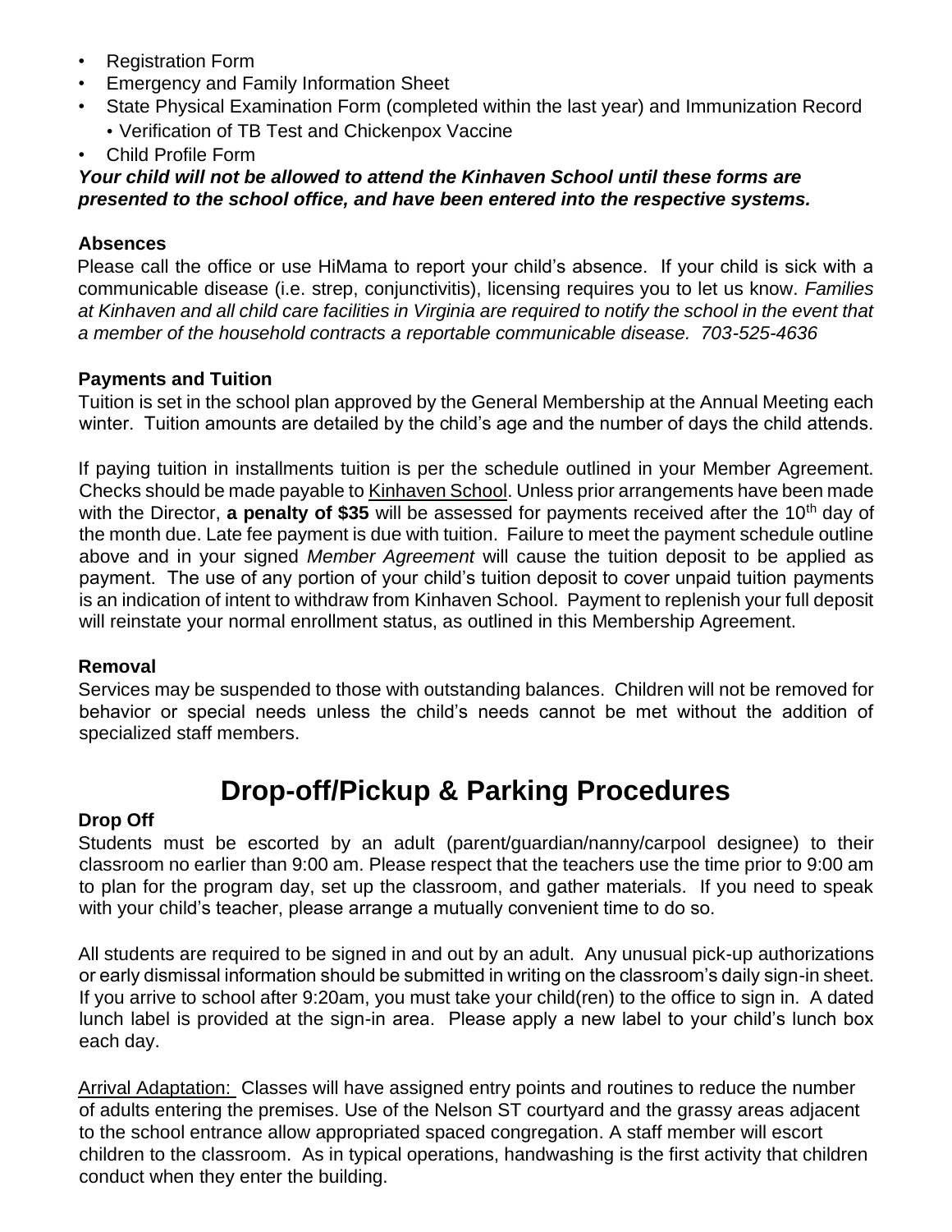- Registration Form
- Emergency and Family Information Sheet
- State Physical Examination Form (completed within the last year) and Immunization Record
  - Verification of TB Test and Chickenpox Vaccine
- Child Profile Form

***Your child will not be allowed to attend the Kinhaven School until these forms are presented to the school office, and have been entered into the respective systems.***

### Absences

Please call the office or use HiMama to report your child's absence. If your child is sick with a communicable disease (i.e. strep, conjunctivitis), licensing requires you to let us know. *Families at Kinhaven and all child care facilities in Virginia are required to notify the school in the event that a member of the household contracts a reportable communicable disease. 703-525-4636*

### Payments and Tuition

Tuition is set in the school plan approved by the General Membership at the Annual Meeting each winter. Tuition amounts are detailed by the child's age and the number of days the child attends.

If paying tuition in installments tuition is per the schedule outlined in your Member Agreement. Checks should be made payable to Kinhaven School. Unless prior arrangements have been made with the Director, **a penalty of $35** will be assessed for payments received after the 10th day of the month due. Late fee payment is due with tuition. Failure to meet the payment schedule outline above and in your signed *Member Agreement* will cause the tuition deposit to be applied as payment. The use of any portion of your child's tuition deposit to cover unpaid tuition payments is an indication of intent to withdraw from Kinhaven School. Payment to replenish your full deposit will reinstate your normal enrollment status, as outlined in this Membership Agreement.

### Removal

Services may be suspended to those with outstanding balances. Children will not be removed for behavior or special needs unless the child's needs cannot be met without the addition of specialized staff members.

## Drop-off/Pickup & Parking Procedures

### Drop Off

Students must be escorted by an adult (parent/guardian/nanny/carpool designee) to their classroom no earlier than 9:00 am. Please respect that the teachers use the time prior to 9:00 am to plan for the program day, set up the classroom, and gather materials. If you need to speak with your child's teacher, please arrange a mutually convenient time to do so.

All students are required to be signed in and out by an adult. Any unusual pick-up authorizations or early dismissal information should be submitted in writing on the classroom's daily sign-in sheet. If you arrive to school after 9:20am, you must take your child(ren) to the office to sign in. A dated lunch label is provided at the sign-in area. Please apply a new label to your child's lunch box each day.

Arrival Adaptation: Classes will have assigned entry points and routines to reduce the number of adults entering the premises. Use of the Nelson ST courtyard and the grassy areas adjacent to the school entrance allow appropriated spaced congregation. A staff member will escort children to the classroom. As in typical operations, handwashing is the first activity that children conduct when they enter the building.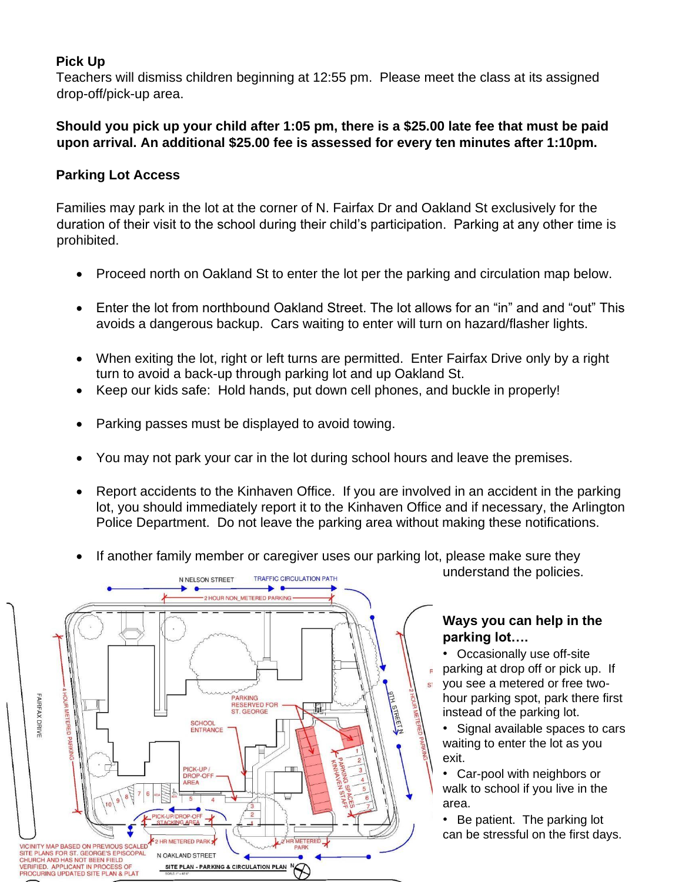**Pick Up**
Teachers will dismiss children beginning at 12:55 pm. Please meet the class at its assigned drop-off/pick-up area.

**Should you pick up your child after 1:05 pm, there is a $25.00 late fee that must be paid upon arrival. An additional $25.00 fee is assessed for every ten minutes after 1:10pm.**

**Parking Lot Access**

Families may park in the lot at the corner of N. Fairfax Dr and Oakland St exclusively for the duration of their visit to the school during their child's participation. Parking at any other time is prohibited.

- Proceed north on Oakland St to enter the lot per the parking and circulation map below.
- Enter the lot from northbound Oakland Street. The lot allows for an "in" and and "out" This avoids a dangerous backup. Cars waiting to enter will turn on hazard/flasher lights.
- When exiting the lot, right or left turns are permitted. Enter Fairfax Drive only by a right turn to avoid a back-up through parking lot and up Oakland St.
- Keep our kids safe: Hold hands, put down cell phones, and buckle in properly!
- Parking passes must be displayed to avoid towing.
- You may not park your car in the lot during school hours and leave the premises.
- Report accidents to the Kinhaven Office. If you are involved in an accident in the parking lot, you should immediately report it to the Kinhaven Office and if necessary, the Arlington Police Department. Do not leave the parking area without making these notifications.
- If another family member or caregiver uses our parking lot, please make sure they understand the policies.

N NELSON STREET — TRAFFIC CIRCULATION PATH — 2 HOUR NON_METERED PARKING — FAIRFAX DRIVE — 4 HOUR METERED PARKING — PARKING RESERVED FOR ST. GEORGE — SCHOOL ENTRANCE — PICK-UP / DROP-OFF AREA — PICK-UP/DROP-OFF STACKING AREA — 2 HR METERED PARK — PARKING SPACES KINHAVEN STAFF — 9TH STREET N — 2 HOUR METERED PARKING — 2 HR METERED PARK — N OAKLAND STREET

VICINITY MAP BASED ON PREVIOUS SCALED SITE PLANS FOR ST. GEORGE'S EPISCOPAL CHURCH AND HAS NOT BEEN FIELD VERIFIED. APPLICANT IN PROCESS OF PROCURING UPDATED SITE PLAN & PLAT

SITE PLAN - PARKING & CIRCULATION PLAN

**Ways you can help in the parking lot….**

- Occasionally use off-site parking at drop off or pick up. If you see a metered or free two-hour parking spot, park there first instead of the parking lot.
- Signal available spaces to cars waiting to enter the lot as you exit.
- Car-pool with neighbors or walk to school if you live in the area.
- Be patient. The parking lot can be stressful on the first days.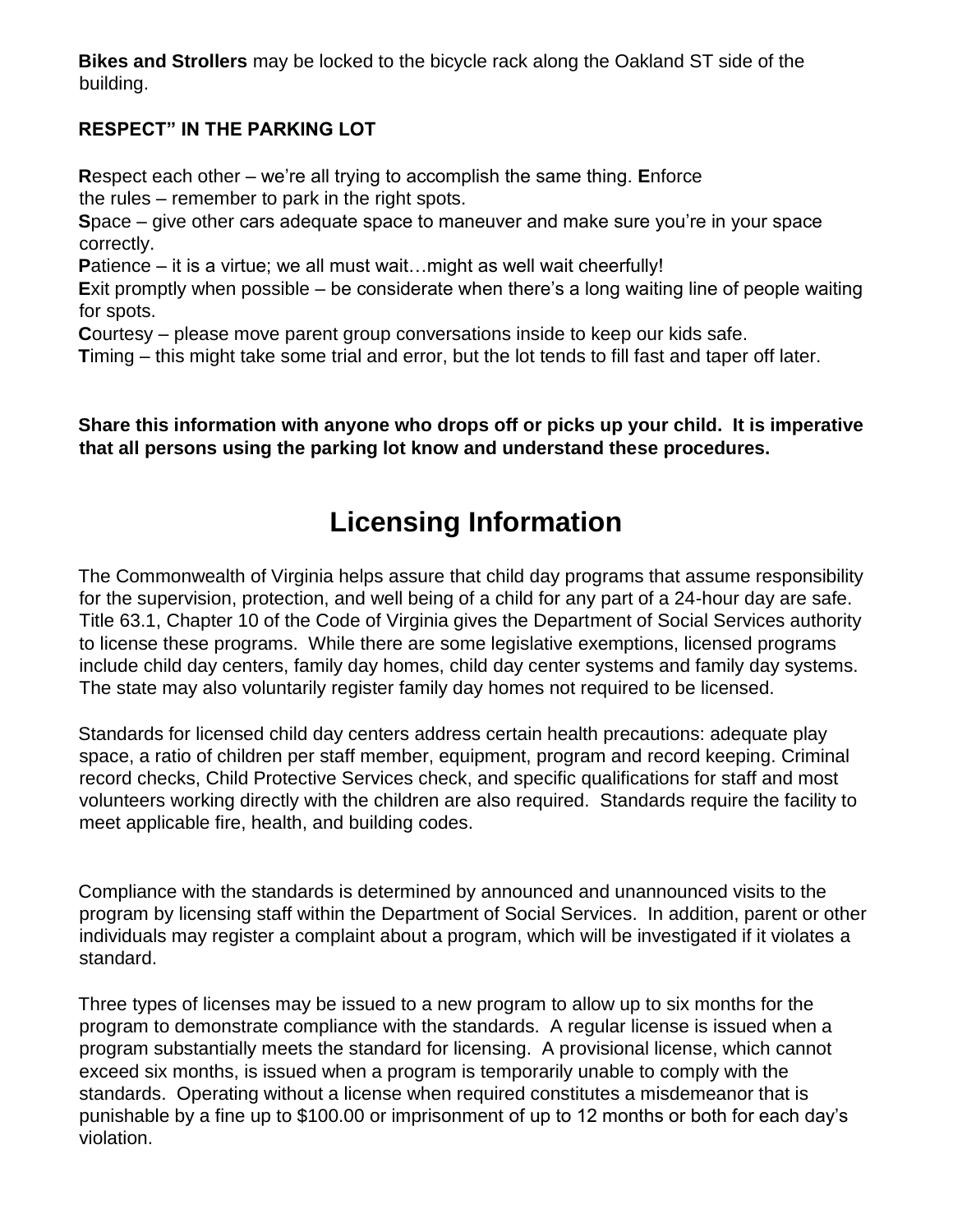**Bikes and Strollers** may be locked to the bicycle rack along the Oakland ST side of the building.

**RESPECT" IN THE PARKING LOT**

**R**espect each other – we're all trying to accomplish the same thing. **E**nforce the rules – remember to park in the right spots.

**S**pace – give other cars adequate space to maneuver and make sure you're in your space correctly.

**P**atience – it is a virtue; we all must wait…might as well wait cheerfully!

**E**xit promptly when possible – be considerate when there's a long waiting line of people waiting for spots.

**C**ourtesy – please move parent group conversations inside to keep our kids safe.

**T**iming – this might take some trial and error, but the lot tends to fill fast and taper off later.

**Share this information with anyone who drops off or picks up your child. It is imperative that all persons using the parking lot know and understand these procedures.**

# Licensing Information

The Commonwealth of Virginia helps assure that child day programs that assume responsibility for the supervision, protection, and well being of a child for any part of a 24-hour day are safe. Title 63.1, Chapter 10 of the Code of Virginia gives the Department of Social Services authority to license these programs. While there are some legislative exemptions, licensed programs include child day centers, family day homes, child day center systems and family day systems. The state may also voluntarily register family day homes not required to be licensed.

Standards for licensed child day centers address certain health precautions: adequate play space, a ratio of children per staff member, equipment, program and record keeping. Criminal record checks, Child Protective Services check, and specific qualifications for staff and most volunteers working directly with the children are also required. Standards require the facility to meet applicable fire, health, and building codes.

Compliance with the standards is determined by announced and unannounced visits to the program by licensing staff within the Department of Social Services. In addition, parent or other individuals may register a complaint about a program, which will be investigated if it violates a standard.

Three types of licenses may be issued to a new program to allow up to six months for the program to demonstrate compliance with the standards. A regular license is issued when a program substantially meets the standard for licensing. A provisional license, which cannot exceed six months, is issued when a program is temporarily unable to comply with the standards. Operating without a license when required constitutes a misdemeanor that is punishable by a fine up to $100.00 or imprisonment of up to 12 months or both for each day's violation.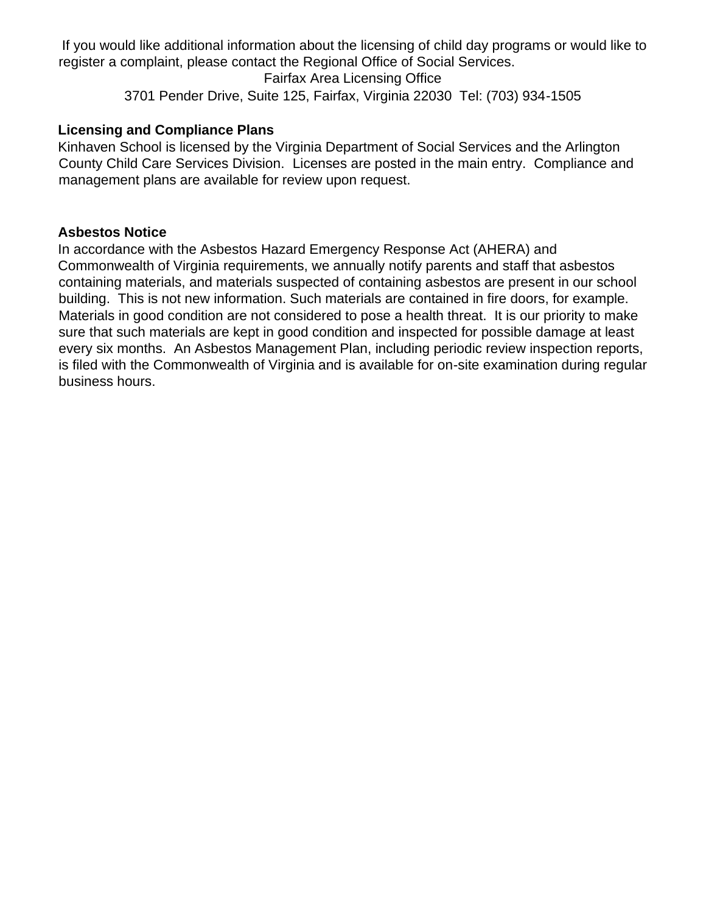If you would like additional information about the licensing of child day programs or would like to register a complaint, please contact the Regional Office of Social Services.

Fairfax Area Licensing Office

3701 Pender Drive, Suite 125, Fairfax, Virginia 22030 Tel: (703) 934-1505

**Licensing and Compliance Plans**

Kinhaven School is licensed by the Virginia Department of Social Services and the Arlington County Child Care Services Division. Licenses are posted in the main entry. Compliance and management plans are available for review upon request.

**Asbestos Notice**

In accordance with the Asbestos Hazard Emergency Response Act (AHERA) and Commonwealth of Virginia requirements, we annually notify parents and staff that asbestos containing materials, and materials suspected of containing asbestos are present in our school building. This is not new information. Such materials are contained in fire doors, for example. Materials in good condition are not considered to pose a health threat. It is our priority to make sure that such materials are kept in good condition and inspected for possible damage at least every six months. An Asbestos Management Plan, including periodic review inspection reports, is filed with the Commonwealth of Virginia and is available for on-site examination during regular business hours.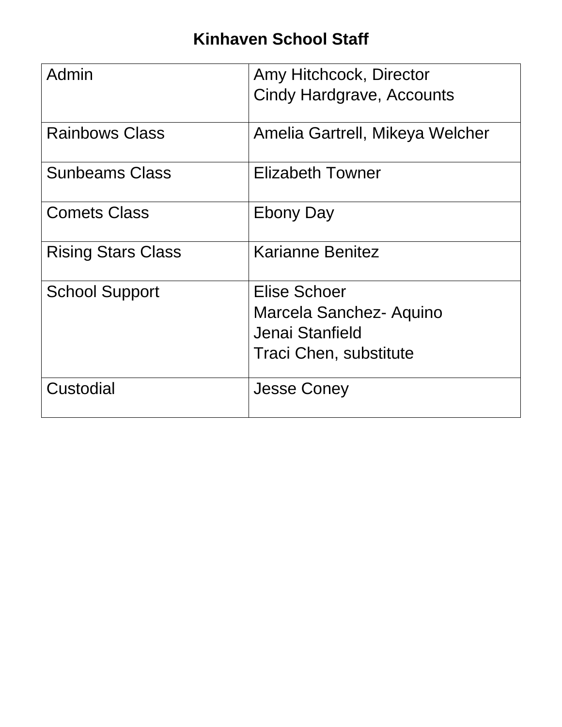# Kinhaven School Staff

| | |
|---|---|
| Admin | Amy Hitchcock, Director<br>Cindy Hardgrave, Accounts |
| Rainbows Class | Amelia Gartrell, Mikeya Welcher |
| Sunbeams Class | Elizabeth Towner |
| Comets Class | Ebony Day |
| Rising Stars Class | Karianne Benitez |
| School Support | Elise Schoer<br>Marcela Sanchez- Aquino<br>Jenai Stanfield<br>Traci Chen, substitute |
| Custodial | Jesse Coney |